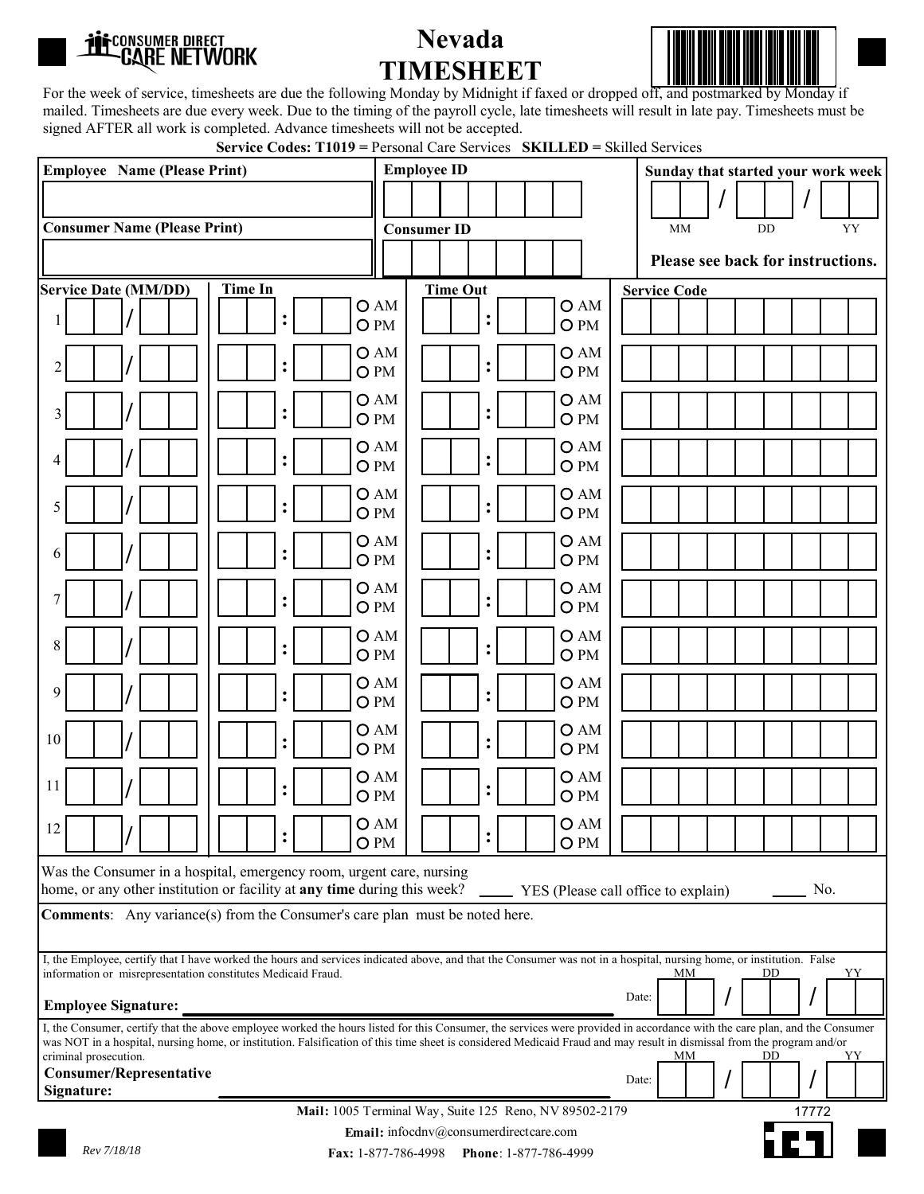CONSUMER DIRECT CARE NETWORK

# Nevada TIMESHEET

For the week of service, timesheets are due the following Monday by Midnight if faxed or dropped off, and postmarked by Monday if mailed. Timesheets are due every week. Due to the timing of the payroll cycle, late timesheets will result in late pay. Timesheets must be signed AFTER all work is completed. Advance timesheets will not be accepted.

**Service Codes: T1019 =** Personal Care Services **SKILLED =** Skilled Services

| **Employee Name (Please Print)** | **Employee ID** | **Sunday that started your work week** |
|---|---|---|
| | | MM / DD / YY |
| **Consumer Name (Please Print)** | **Consumer ID** | **Please see back for instructions.** |
| | | |

| **Service Date (MM/DD)** | **Time In** | | **Time Out** | | **Service Code** |
|---|---|---|---|---|---|
| 1 /  | : | O AM O PM | : | O AM O PM | |
| 2 /  | : | O AM O PM | : | O AM O PM | |
| 3 /  | : | O AM O PM | : | O AM O PM | |
| 4 /  | : | O AM O PM | : | O AM O PM | |
| 5 /  | : | O AM O PM | : | O AM O PM | |
| 6 /  | : | O AM O PM | : | O AM O PM | |
| 7 /  | : | O AM O PM | : | O AM O PM | |
| 8 /  | : | O AM O PM | : | O AM O PM | |
| 9 /  | : | O AM O PM | : | O AM O PM | |
| 10 /  | : | O AM O PM | : | O AM O PM | |
| 11 /  | : | O AM O PM | : | O AM O PM | |
| 12 /  | : | O AM O PM | : | O AM O PM | |

Was the Consumer in a hospital, emergency room, urgent care, nursing home, or any other institution or facility at **any time** during this week? ____ YES (Please call office to explain) ____ No.

**Comments**: Any variance(s) from the Consumer's care plan must be noted here.

I, the Employee, certify that I have worked the hours and services indicated above, and that the Consumer was not in a hospital, nursing home, or institution. False information or misrepresentation constitutes Medicaid Fraud.

**Employee Signature:** ______________________ Date: MM / DD / YY

I, the Consumer, certify that the above employee worked the hours listed for this Consumer, the services were provided in accordance with the care plan, and the Consumer was NOT in a hospital, nursing home, or institution. Falsification of this time sheet is considered Medicaid Fraud and may result in dismissal from the program and/or criminal prosecution.

**Consumer/Representative Signature:** ______________________ Date: MM / DD / YY

**Mail:** 1005 Terminal Way, Suite 125 Reno, NV 89502-2179

**Email:** infocdnv@consumerdirectcare.com

**Fax:** 1-877-786-4998 **Phone**: 1-877-786-4999

17772

*Rev 7/18/18*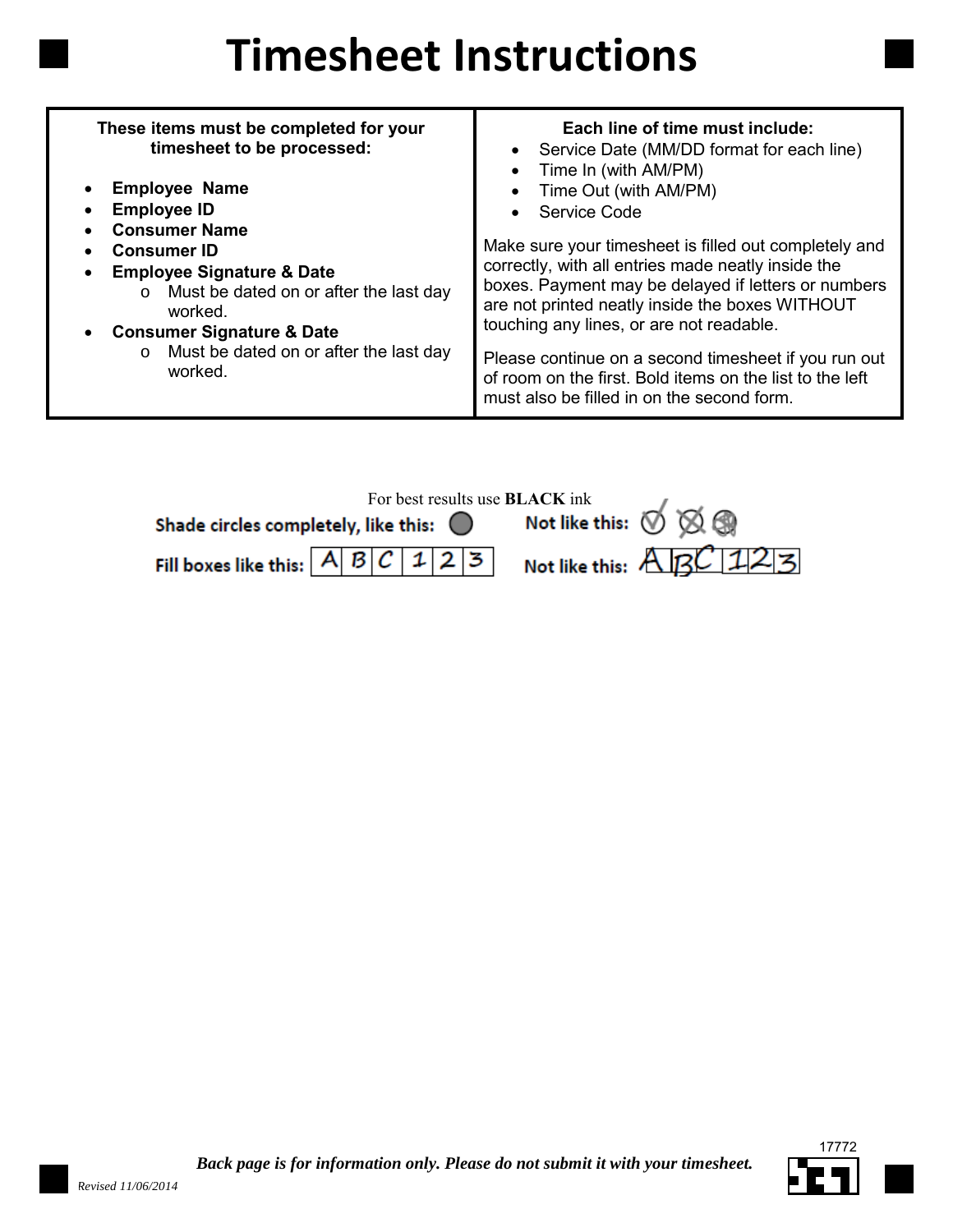# Timesheet Instructions

| | |
|---|---|
| **These items must be completed for your timesheet to be processed:**<br><br>• **Employee Name**<br>• **Employee ID**<br>• **Consumer Name**<br>• **Consumer ID**<br>• **Employee Signature & Date**<br>  o Must be dated on or after the last day worked.<br>• **Consumer Signature & Date**<br>  o Must be dated on or after the last day worked. | **Each line of time must include:**<br>• Service Date (MM/DD format for each line)<br>• Time In (with AM/PM)<br>• Time Out (with AM/PM)<br>• Service Code<br><br>Make sure your timesheet is filled out completely and correctly, with all entries made neatly inside the boxes. Payment may be delayed if letters or numbers are not printed neatly inside the boxes WITHOUT touching any lines, or are not readable.<br><br>Please continue on a second timesheet if you run out of room on the first. Bold items on the list to the left must also be filled in on the second form. |

For best results use **BLACK** ink

**Shade circles completely, like this:** ● **Not like this:**

**Fill boxes like this:** A B C 1 2 3 **Not like this:** ABC 123

*Back page is for information only. Please do not submit it with your timesheet.*

17772

*Revised 11/06/2014*